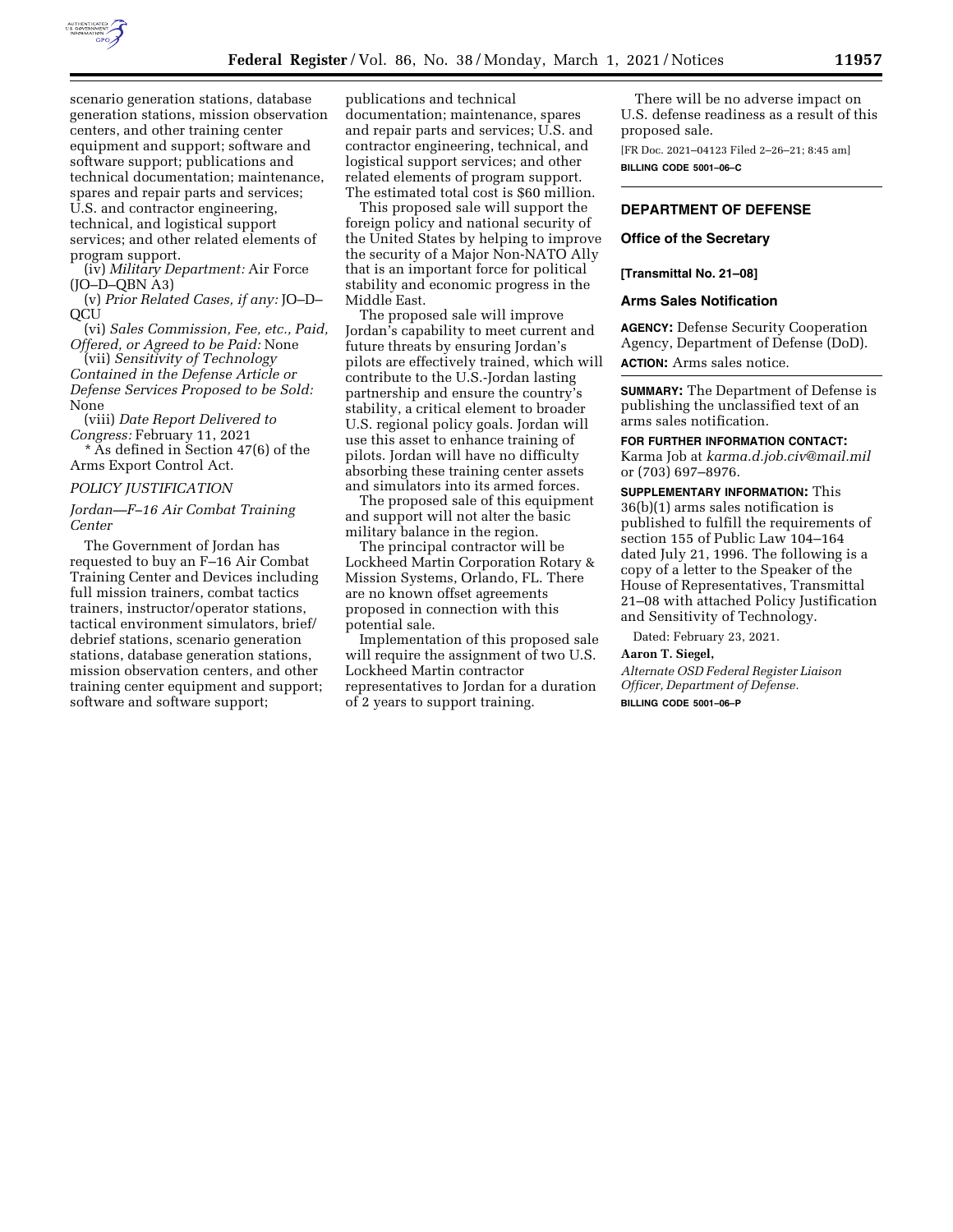scenario generation stations, database generation stations, mission observation centers, and other training center equipment and support; software and software support; publications and technical documentation; maintenance, spares and repair parts and services; U.S. and contractor engineering, technical, and logistical support services; and other related elements of program support.

(iv) *Military Department:* Air Force (JO–D–QBN A3)

(v) *Prior Related Cases, if any:* JO–D–QCU

(vi) *Sales Commission, Fee, etc., Paid, Offered, or Agreed to be Paid:* None

(vii) *Sensitivity of Technology Contained in the Defense Article or Defense Services Proposed to be Sold:* None

(viii) *Date Report Delivered to Congress:* February 11, 2021

* As defined in Section 47(6) of the Arms Export Control Act.

*POLICY JUSTIFICATION*

*Jordan—F–16 Air Combat Training Center*

The Government of Jordan has requested to buy an F–16 Air Combat Training Center and Devices including full mission trainers, combat tactics trainers, instructor/operator stations, tactical environment simulators, brief/debrief stations, scenario generation stations, database generation stations, mission observation centers, and other training center equipment and support; software and software support; publications and technical documentation; maintenance, spares and repair parts and services; U.S. and contractor engineering, technical, and logistical support services; and other related elements of program support. The estimated total cost is $60 million.

This proposed sale will support the foreign policy and national security of the United States by helping to improve the security of a Major Non-NATO Ally that is an important force for political stability and economic progress in the Middle East.

The proposed sale will improve Jordan's capability to meet current and future threats by ensuring Jordan's pilots are effectively trained, which will contribute to the U.S.-Jordan lasting partnership and ensure the country's stability, a critical element to broader U.S. regional policy goals. Jordan will use this asset to enhance training of pilots. Jordan will have no difficulty absorbing these training center assets and simulators into its armed forces.

The proposed sale of this equipment and support will not alter the basic military balance in the region.

The principal contractor will be Lockheed Martin Corporation Rotary & Mission Systems, Orlando, FL. There are no known offset agreements proposed in connection with this potential sale.

Implementation of this proposed sale will require the assignment of two U.S. Lockheed Martin contractor representatives to Jordan for a duration of 2 years to support training.

There will be no adverse impact on U.S. defense readiness as a result of this proposed sale.

[FR Doc. 2021–04123 Filed 2–26–21; 8:45 am]

**BILLING CODE 5001–06–C**

## DEPARTMENT OF DEFENSE

### Office of the Secretary

**[Transmittal No. 21–08]**

### Arms Sales Notification

**AGENCY:** Defense Security Cooperation Agency, Department of Defense (DoD).

**ACTION:** Arms sales notice.

**SUMMARY:** The Department of Defense is publishing the unclassified text of an arms sales notification.

**FOR FURTHER INFORMATION CONTACT:** Karma Job at *karma.d.job.civ@mail.mil* or (703) 697–8976.

**SUPPLEMENTARY INFORMATION:** This 36(b)(1) arms sales notification is published to fulfill the requirements of section 155 of Public Law 104–164 dated July 21, 1996. The following is a copy of a letter to the Speaker of the House of Representatives, Transmittal 21–08 with attached Policy Justification and Sensitivity of Technology.

Dated: February 23, 2021.

**Aaron T. Siegel,**

*Alternate OSD Federal Register Liaison Officer, Department of Defense.*

**BILLING CODE 5001–06–P**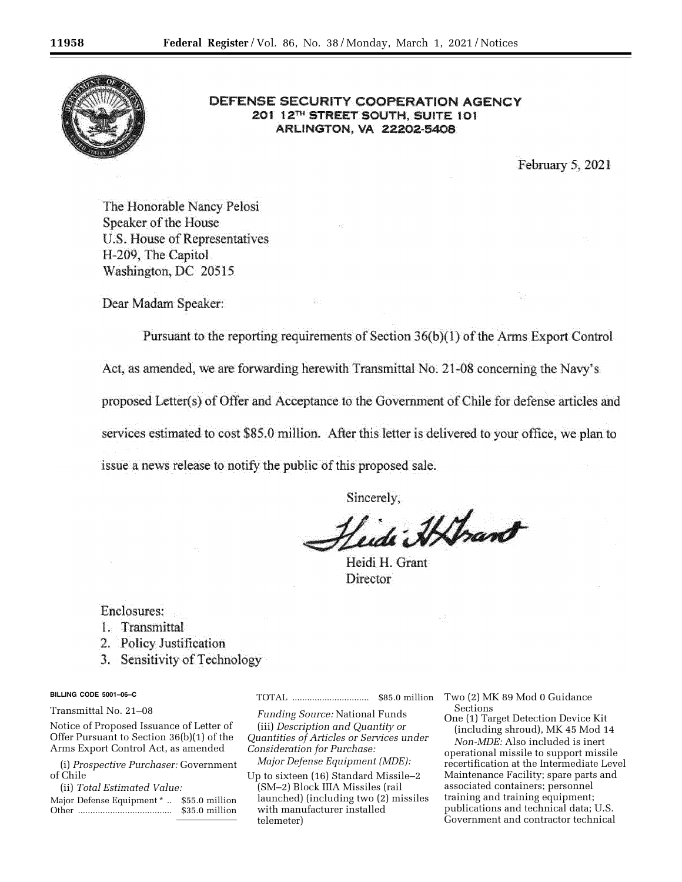**DEFENSE SECURITY COOPERATION AGENCY**
**201 12TH STREET SOUTH, SUITE 101**
**ARLINGTON, VA 22202-5408**

February 5, 2021

The Honorable Nancy Pelosi
Speaker of the House
U.S. House of Representatives
H-209, The Capitol
Washington, DC 20515

Dear Madam Speaker:

Pursuant to the reporting requirements of Section 36(b)(1) of the Arms Export Control Act, as amended, we are forwarding herewith Transmittal No. 21-08 concerning the Navy's proposed Letter(s) of Offer and Acceptance to the Government of Chile for defense articles and services estimated to cost $85.0 million. After this letter is delivered to your office, we plan to issue a news release to notify the public of this proposed sale.

Sincerely,

Heidi H. Grant
Director

Enclosures:
1. Transmittal
2. Policy Justification
3. Sensitivity of Technology

**BILLING CODE 5001–06–C**

Transmittal No. 21–08

Notice of Proposed Issuance of Letter of Offer Pursuant to Section 36(b)(1) of the Arms Export Control Act, as amended

(i) *Prospective Purchaser:* Government of Chile

(ii) *Total Estimated Value:*

| | |
|---|---|
| Major Defense Equipment * | $55.0 million |
| Other | $35.0 million |
| TOTAL | $85.0 million |

*Funding Source:* National Funds

(iii) *Description and Quantity or Quantities of Articles or Services under Consideration for Purchase:*

*Major Defense Equipment (MDE):*

Up to sixteen (16) Standard Missile–2 (SM–2) Block IIIA Missiles (rail launched) (including two (2) missiles with manufacturer installed telemeter)
Two (2) MK 89 Mod 0 Guidance Sections
One (1) Target Detection Device Kit (including shroud), MK 45 Mod 14

*Non-MDE:* Also included is inert operational missile to support missile recertification at the Intermediate Level Maintenance Facility; spare parts and associated containers; personnel training and training equipment; publications and technical data; U.S. Government and contractor technical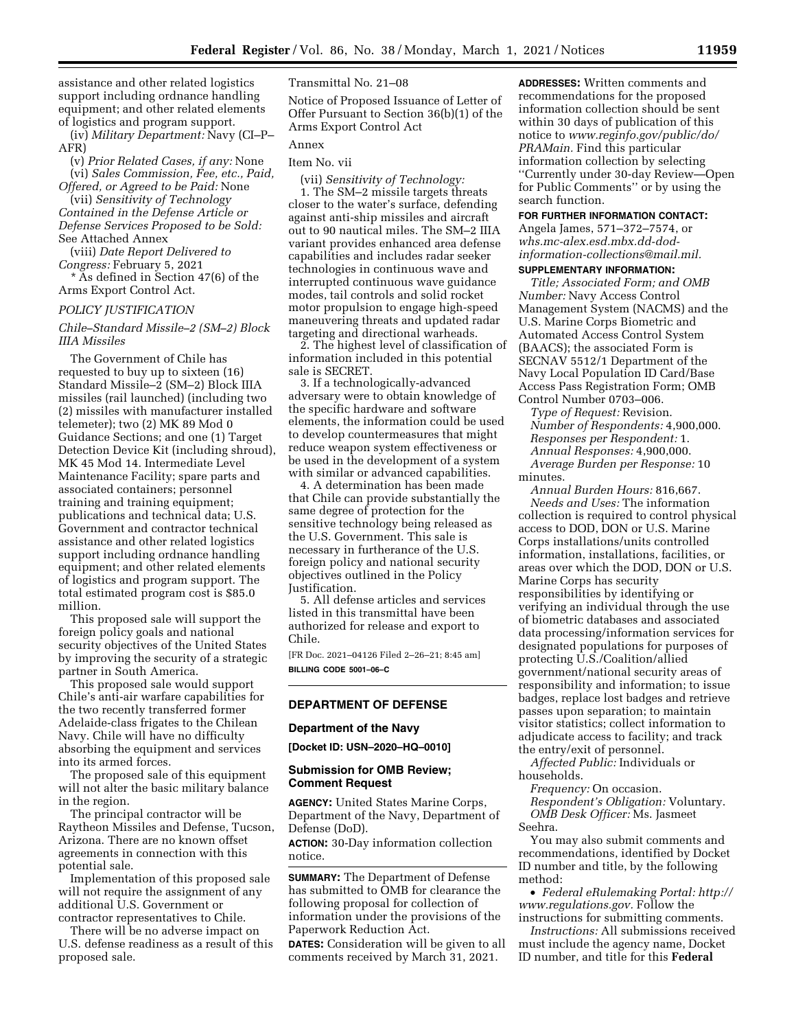assistance and other related logistics support including ordnance handling equipment; and other related elements of logistics and program support.

(iv) *Military Department:* Navy (CI–P–AFR)

(v) *Prior Related Cases, if any:* None

(vi) *Sales Commission, Fee, etc., Paid, Offered, or Agreed to be Paid:* None

(vii) *Sensitivity of Technology Contained in the Defense Article or Defense Services Proposed to be Sold:* See Attached Annex

(viii) *Date Report Delivered to Congress:* February 5, 2021

* As defined in Section 47(6) of the Arms Export Control Act.

*POLICY JUSTIFICATION*

*Chile–Standard Missile–2 (SM–2) Block IIIA Missiles*

The Government of Chile has requested to buy up to sixteen (16) Standard Missile–2 (SM–2) Block IIIA missiles (rail launched) (including two (2) missiles with manufacturer installed telemeter); two (2) MK 89 Mod 0 Guidance Sections; and one (1) Target Detection Device Kit (including shroud), MK 45 Mod 14. Intermediate Level Maintenance Facility; spare parts and associated containers; personnel training and training equipment; publications and technical data; U.S. Government and contractor technical assistance and other related logistics support including ordnance handling equipment; and other related elements of logistics and program support. The total estimated program cost is $85.0 million.

This proposed sale will support the foreign policy goals and national security objectives of the United States by improving the security of a strategic partner in South America.

This proposed sale would support Chile's anti-air warfare capabilities for the two recently transferred former Adelaide-class frigates to the Chilean Navy. Chile will have no difficulty absorbing the equipment and services into its armed forces.

The proposed sale of this equipment will not alter the basic military balance in the region.

The principal contractor will be Raytheon Missiles and Defense, Tucson, Arizona. There are no known offset agreements in connection with this potential sale.

Implementation of this proposed sale will not require the assignment of any additional U.S. Government or contractor representatives to Chile.

There will be no adverse impact on U.S. defense readiness as a result of this proposed sale.

Transmittal No. 21–08

Notice of Proposed Issuance of Letter of Offer Pursuant to Section 36(b)(1) of the Arms Export Control Act

Annex

Item No. vii

(vii) *Sensitivity of Technology:*

1. The SM–2 missile targets threats closer to the water's surface, defending against anti-ship missiles and aircraft out to 90 nautical miles. The SM–2 IIIA variant provides enhanced area defense capabilities and includes radar seeker technologies in continuous wave and interrupted continuous wave guidance modes, tail controls and solid rocket motor propulsion to engage high-speed maneuvering threats and updated radar targeting and directional warheads.

2. The highest level of classification of information included in this potential sale is SECRET.

3. If a technologically-advanced adversary were to obtain knowledge of the specific hardware and software elements, the information could be used to develop countermeasures that might reduce weapon system effectiveness or be used in the development of a system with similar or advanced capabilities.

4. A determination has been made that Chile can provide substantially the same degree of protection for the sensitive technology being released as the U.S. Government. This sale is necessary in furtherance of the U.S. foreign policy and national security objectives outlined in the Policy Justification.

5. All defense articles and services listed in this transmittal have been authorized for release and export to Chile.

[FR Doc. 2021–04126 Filed 2–26–21; 8:45 am]

**BILLING CODE 5001–06–C**

## DEPARTMENT OF DEFENSE

### Department of the Navy

**[Docket ID: USN–2020–HQ–0010]**

### Submission for OMB Review; Comment Request

**AGENCY:** United States Marine Corps, Department of the Navy, Department of Defense (DoD).

**ACTION:** 30-Day information collection notice.

**SUMMARY:** The Department of Defense has submitted to OMB for clearance the following proposal for collection of information under the provisions of the Paperwork Reduction Act.

**DATES:** Consideration will be given to all comments received by March 31, 2021.

**ADDRESSES:** Written comments and recommendations for the proposed information collection should be sent within 30 days of publication of this notice to *www.reginfo.gov/public/do/PRAMain.* Find this particular information collection by selecting ''Currently under 30-day Review—Open for Public Comments'' or by using the search function.

**FOR FURTHER INFORMATION CONTACT:** Angela James, 571–372–7574, or *whs.mc-alex.esd.mbx.dd-dod-information-collections@mail.mil.*

**SUPPLEMENTARY INFORMATION:**

*Title; Associated Form; and OMB Number:* Navy Access Control Management System (NACMS) and the U.S. Marine Corps Biometric and Automated Access Control System (BAACS); the associated Form is SECNAV 5512/1 Department of the Navy Local Population ID Card/Base Access Pass Registration Form; OMB Control Number 0703–006.

*Type of Request:* Revision.

*Number of Respondents:* 4,900,000.

*Responses per Respondent:* 1.

*Annual Responses:* 4,900,000.

*Average Burden per Response:* 10 minutes.

*Annual Burden Hours:* 816,667.

*Needs and Uses:* The information collection is required to control physical access to DOD, DON or U.S. Marine Corps installations/units controlled information, installations, facilities, or areas over which the DOD, DON or U.S. Marine Corps has security responsibilities by identifying or verifying an individual through the use of biometric databases and associated data processing/information services for designated populations for purposes of protecting U.S./Coalition/allied government/national security areas of responsibility and information; to issue badges, replace lost badges and retrieve passes upon separation; to maintain visitor statistics; collect information to adjudicate access to facility; and track the entry/exit of personnel.

*Affected Public:* Individuals or households.

*Frequency:* On occasion.

*Respondent's Obligation:* Voluntary.

*OMB Desk Officer:* Ms. Jasmeet Seehra.

You may also submit comments and recommendations, identified by Docket ID number and title, by the following method:

• *Federal eRulemaking Portal: http://www.regulations.gov.* Follow the instructions for submitting comments.

*Instructions:* All submissions received must include the agency name, Docket ID number, and title for this **Federal**